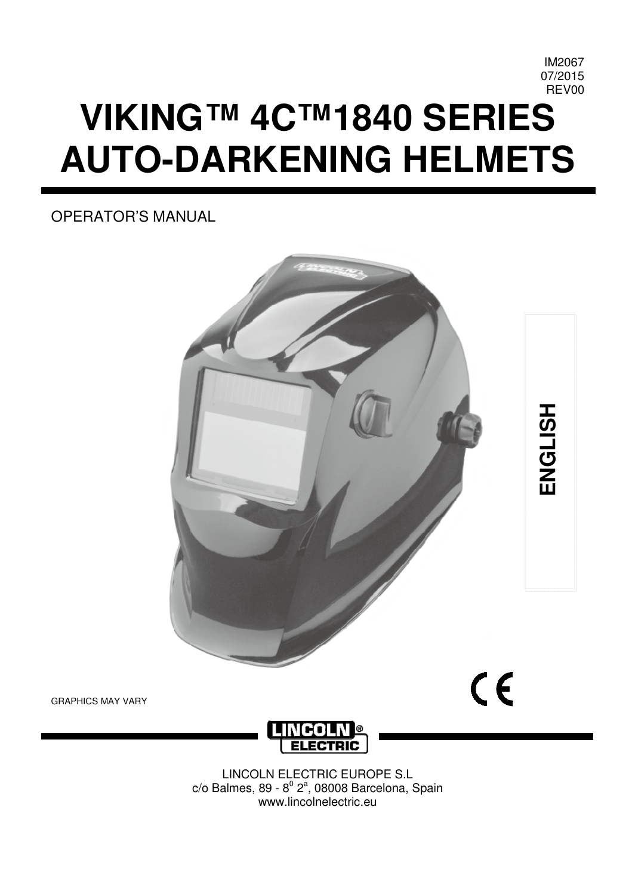IM2067
07/2015
REV00

# VIKING™ 4C™1840 SERIES AUTO-DARKENING HELMETS

OPERATOR'S MANUAL

ENGLISH

GRAPHICS MAY VARY

CE

LINCOLN ELECTRIC

LINCOLN ELECTRIC EUROPE S.L
c/o Balmes, 89 - 8º 2ª, 08008 Barcelona, Spain
www.lincolnelectric.eu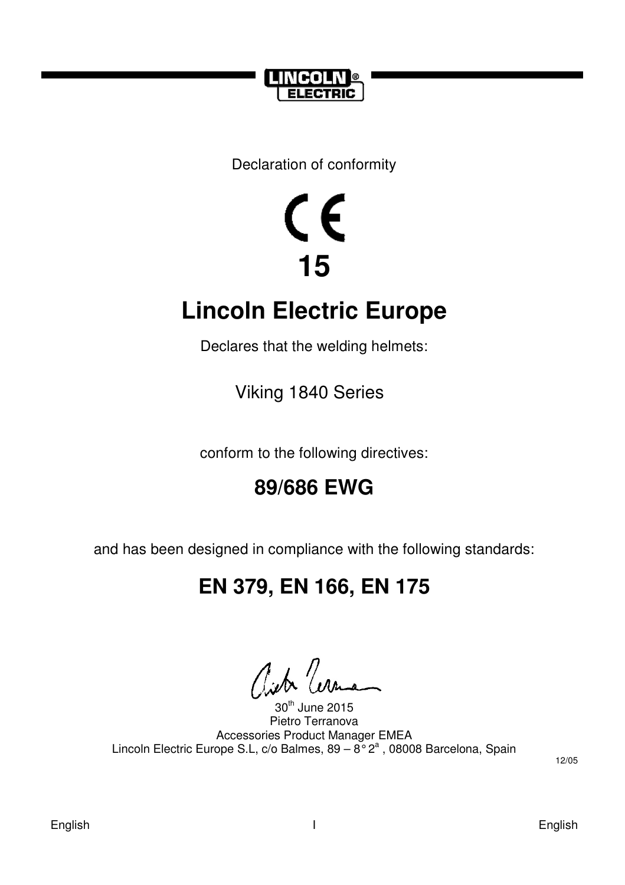Declaration of conformity

CE

**15**

# Lincoln Electric Europe

Declares that the welding helmets:

Viking 1840 Series

conform to the following directives:

## 89/686 EWG

and has been designed in compliance with the following standards:

## EN 379, EN 166, EN 175

30th June 2015
Pietro Terranova
Accessories Product Manager EMEA
Lincoln Electric Europe S.L, c/o Balmes, 89 – 8° 2a , 08008 Barcelona, Spain

12/05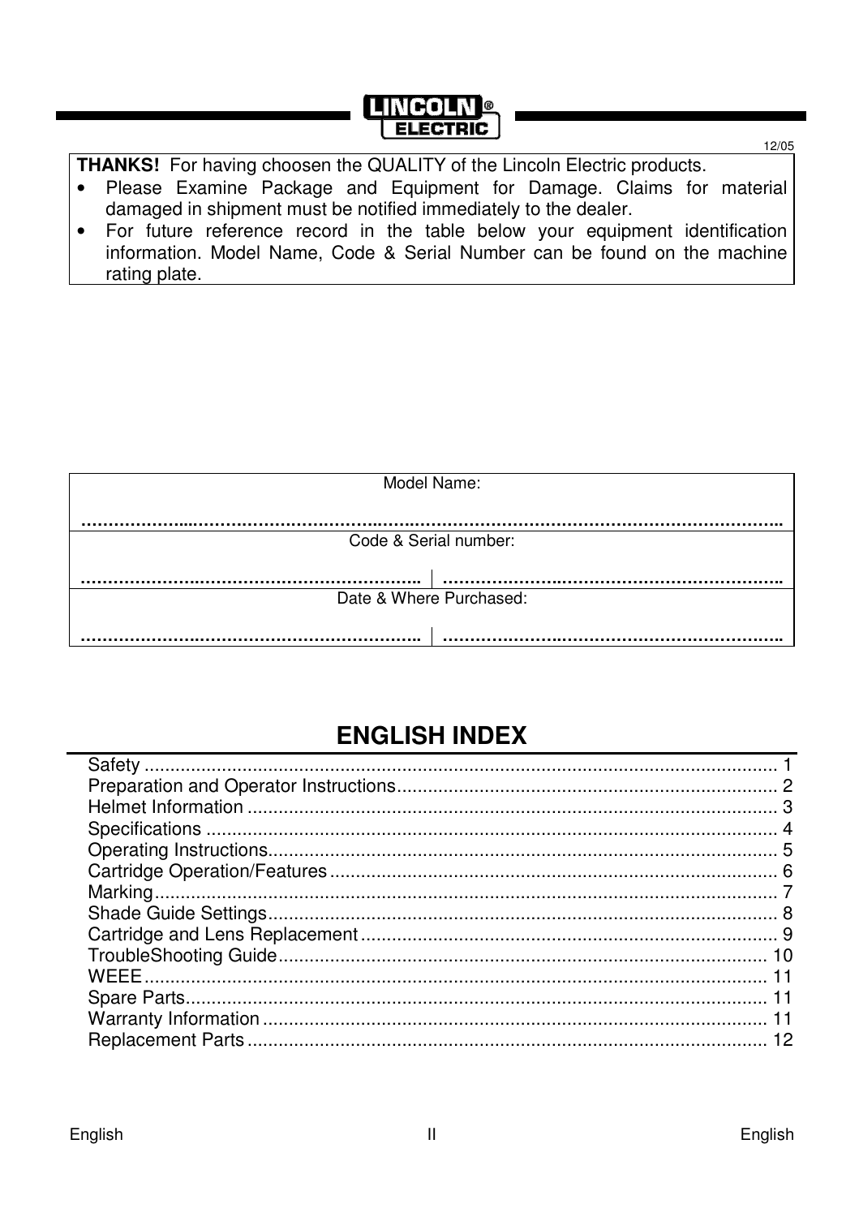LINCOLN® ELECTRIC

12/05

**THANKS!** For having choosen the QUALITY of the Lincoln Electric products.

- Please Examine Package and Equipment for Damage. Claims for material damaged in shipment must be notified immediately to the dealer.
- For future reference record in the table below your equipment identification information. Model Name, Code & Serial Number can be found on the machine rating plate.

| Model Name: | |
|---|---|
| ……………………………………………………………………………………………………………… | |
| Code & Serial number: | |
| ……………………………………………………… | ……………………………………………………… |
| Date & Where Purchased: | |
| ……………………………………………………… | ……………………………………………………… |

## ENGLISH INDEX

| | |
|---|---|
| Safety | 1 |
| Preparation and Operator Instructions | 2 |
| Helmet Information | 3 |
| Specifications | 4 |
| Operating Instructions | 5 |
| Cartridge Operation/Features | 6 |
| Marking | 7 |
| Shade Guide Settings | 8 |
| Cartridge and Lens Replacement | 9 |
| TroubleShooting Guide | 10 |
| WEEE | 11 |
| Spare Parts | 11 |
| Warranty Information | 11 |
| Replacement Parts | 12 |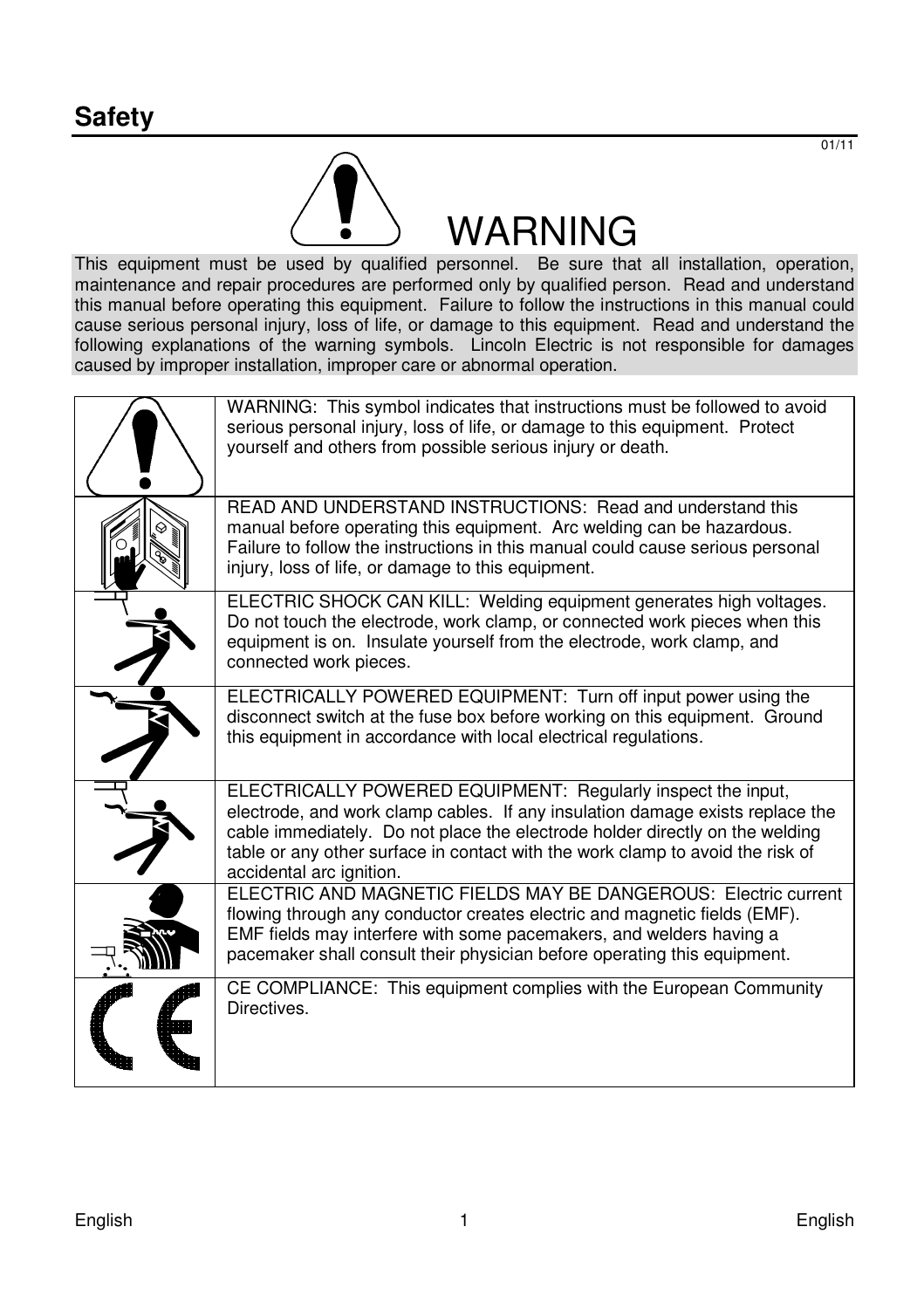# Safety

01/11

WARNING

This equipment must be used by qualified personnel. Be sure that all installation, operation, maintenance and repair procedures are performed only by qualified person. Read and understand this manual before operating this equipment. Failure to follow the instructions in this manual could cause serious personal injury, loss of life, or damage to this equipment. Read and understand the following explanations of the warning symbols. Lincoln Electric is not responsible for damages caused by improper installation, improper care or abnormal operation.

| | |
|---|---|
| | WARNING: This symbol indicates that instructions must be followed to avoid serious personal injury, loss of life, or damage to this equipment. Protect yourself and others from possible serious injury or death. |
| | READ AND UNDERSTAND INSTRUCTIONS: Read and understand this manual before operating this equipment. Arc welding can be hazardous. Failure to follow the instructions in this manual could cause serious personal injury, loss of life, or damage to this equipment. |
| | ELECTRIC SHOCK CAN KILL: Welding equipment generates high voltages. Do not touch the electrode, work clamp, or connected work pieces when this equipment is on. Insulate yourself from the electrode, work clamp, and connected work pieces. |
| | ELECTRICALLY POWERED EQUIPMENT: Turn off input power using the disconnect switch at the fuse box before working on this equipment. Ground this equipment in accordance with local electrical regulations. |
| | ELECTRICALLY POWERED EQUIPMENT: Regularly inspect the input, electrode, and work clamp cables. If any insulation damage exists replace the cable immediately. Do not place the electrode holder directly on the welding table or any other surface in contact with the work clamp to avoid the risk of accidental arc ignition. |
| | ELECTRIC AND MAGNETIC FIELDS MAY BE DANGEROUS: Electric current flowing through any conductor creates electric and magnetic fields (EMF). EMF fields may interfere with some pacemakers, and welders having a pacemaker shall consult their physician before operating this equipment. |
| | CE COMPLIANCE: This equipment complies with the European Community Directives. |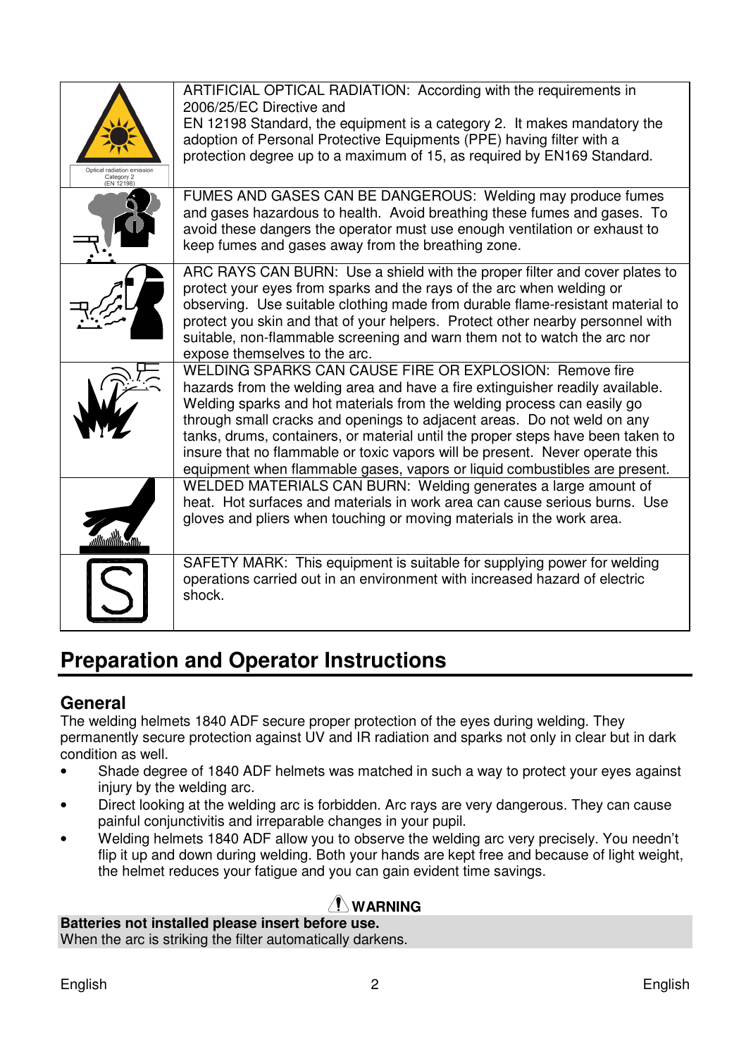| | |
|---|---|
| Optical radiation emission Category 2 (EN 12198) | ARTIFICIAL OPTICAL RADIATION: According with the requirements in 2006/25/EC Directive and EN 12198 Standard, the equipment is a category 2. It makes mandatory the adoption of Personal Protective Equipments (PPE) having filter with a protection degree up to a maximum of 15, as required by EN169 Standard. |
| | FUMES AND GASES CAN BE DANGEROUS: Welding may produce fumes and gases hazardous to health. Avoid breathing these fumes and gases. To avoid these dangers the operator must use enough ventilation or exhaust to keep fumes and gases away from the breathing zone. |
| | ARC RAYS CAN BURN: Use a shield with the proper filter and cover plates to protect your eyes from sparks and the rays of the arc when welding or observing. Use suitable clothing made from durable flame-resistant material to protect you skin and that of your helpers. Protect other nearby personnel with suitable, non-flammable screening and warn them not to watch the arc nor expose themselves to the arc. |
| | WELDING SPARKS CAN CAUSE FIRE OR EXPLOSION: Remove fire hazards from the welding area and have a fire extinguisher readily available. Welding sparks and hot materials from the welding process can easily go through small cracks and openings to adjacent areas. Do not weld on any tanks, drums, containers, or material until the proper steps have been taken to insure that no flammable or toxic vapors will be present. Never operate this equipment when flammable gases, vapors or liquid combustibles are present. |
| | WELDED MATERIALS CAN BURN: Welding generates a large amount of heat. Hot surfaces and materials in work area can cause serious burns. Use gloves and pliers when touching or moving materials in the work area. |
| S | SAFETY MARK: This equipment is suitable for supplying power for welding operations carried out in an environment with increased hazard of electric shock. |

# Preparation and Operator Instructions

## General

The welding helmets 1840 ADF secure proper protection of the eyes during welding. They permanently secure protection against UV and IR radiation and sparks not only in clear but in dark condition as well.

- Shade degree of 1840 ADF helmets was matched in such a way to protect your eyes against injury by the welding arc.
- Direct looking at the welding arc is forbidden. Arc rays are very dangerous. They can cause painful conjunctivitis and irreparable changes in your pupil.
- Welding helmets 1840 ADF allow you to observe the welding arc very precisely. You needn't flip it up and down during welding. Both your hands are kept free and because of light weight, the helmet reduces your fatigue and you can gain evident time savings.

**WARNING**

**Batteries not installed please insert before use.**
When the arc is striking the filter automatically darkens.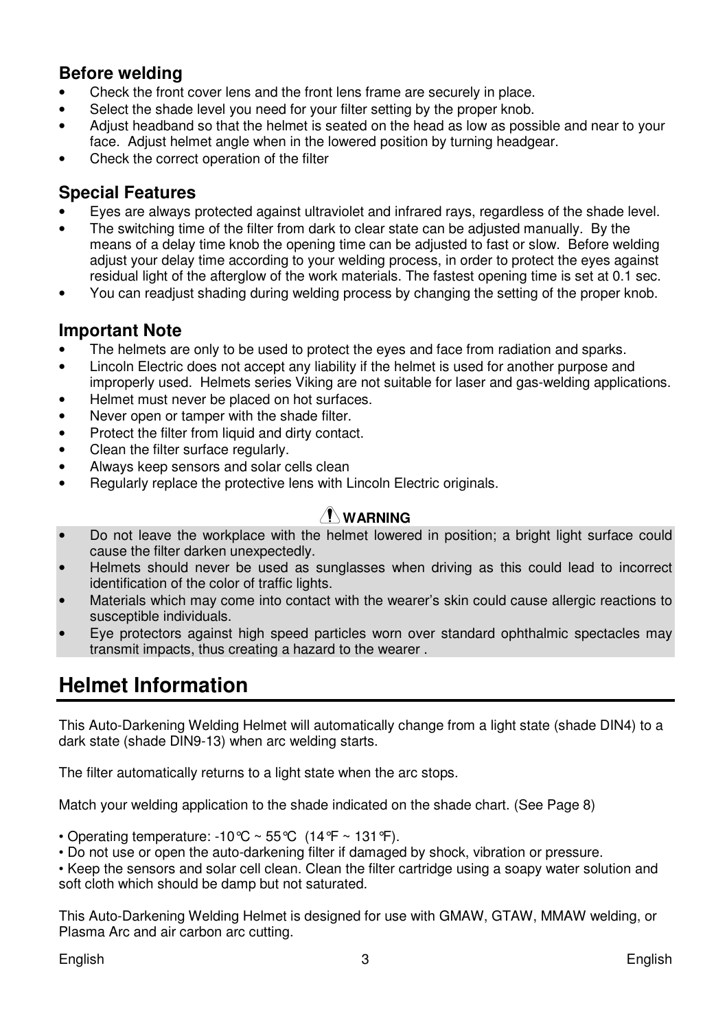### Before welding

- Check the front cover lens and the front lens frame are securely in place.
- Select the shade level you need for your filter setting by the proper knob.
- Adjust headband so that the helmet is seated on the head as low as possible and near to your face. Adjust helmet angle when in the lowered position by turning headgear.
- Check the correct operation of the filter

### Special Features

- Eyes are always protected against ultraviolet and infrared rays, regardless of the shade level.
- The switching time of the filter from dark to clear state can be adjusted manually. By the means of a delay time knob the opening time can be adjusted to fast or slow. Before welding adjust your delay time according to your welding process, in order to protect the eyes against residual light of the afterglow of the work materials. The fastest opening time is set at 0.1 sec.
- You can readjust shading during welding process by changing the setting of the proper knob.

### Important Note

- The helmets are only to be used to protect the eyes and face from radiation and sparks.
- Lincoln Electric does not accept any liability if the helmet is used for another purpose and improperly used. Helmets series Viking are not suitable for laser and gas-welding applications.
- Helmet must never be placed on hot surfaces.
- Never open or tamper with the shade filter.
- Protect the filter from liquid and dirty contact.
- Clean the filter surface regularly.
- Always keep sensors and solar cells clean
- Regularly replace the protective lens with Lincoln Electric originals.

**WARNING**

- Do not leave the workplace with the helmet lowered in position; a bright light surface could cause the filter darken unexpectedly.
- Helmets should never be used as sunglasses when driving as this could lead to incorrect identification of the color of traffic lights.
- Materials which may come into contact with the wearer's skin could cause allergic reactions to susceptible individuals.
- Eye protectors against high speed particles worn over standard ophthalmic spectacles may transmit impacts, thus creating a hazard to the wearer .

# Helmet Information

This Auto-Darkening Welding Helmet will automatically change from a light state (shade DIN4) to a dark state (shade DIN9-13) when arc welding starts.

The filter automatically returns to a light state when the arc stops.

Match your welding application to the shade indicated on the shade chart. (See Page 8)

• Operating temperature: -10°C ~ 55°C (14°F ~ 131°F).
• Do not use or open the auto-darkening filter if damaged by shock, vibration or pressure.
• Keep the sensors and solar cell clean. Clean the filter cartridge using a soapy water solution and soft cloth which should be damp but not saturated.

This Auto-Darkening Welding Helmet is designed for use with GMAW, GTAW, MMAW welding, or Plasma Arc and air carbon arc cutting.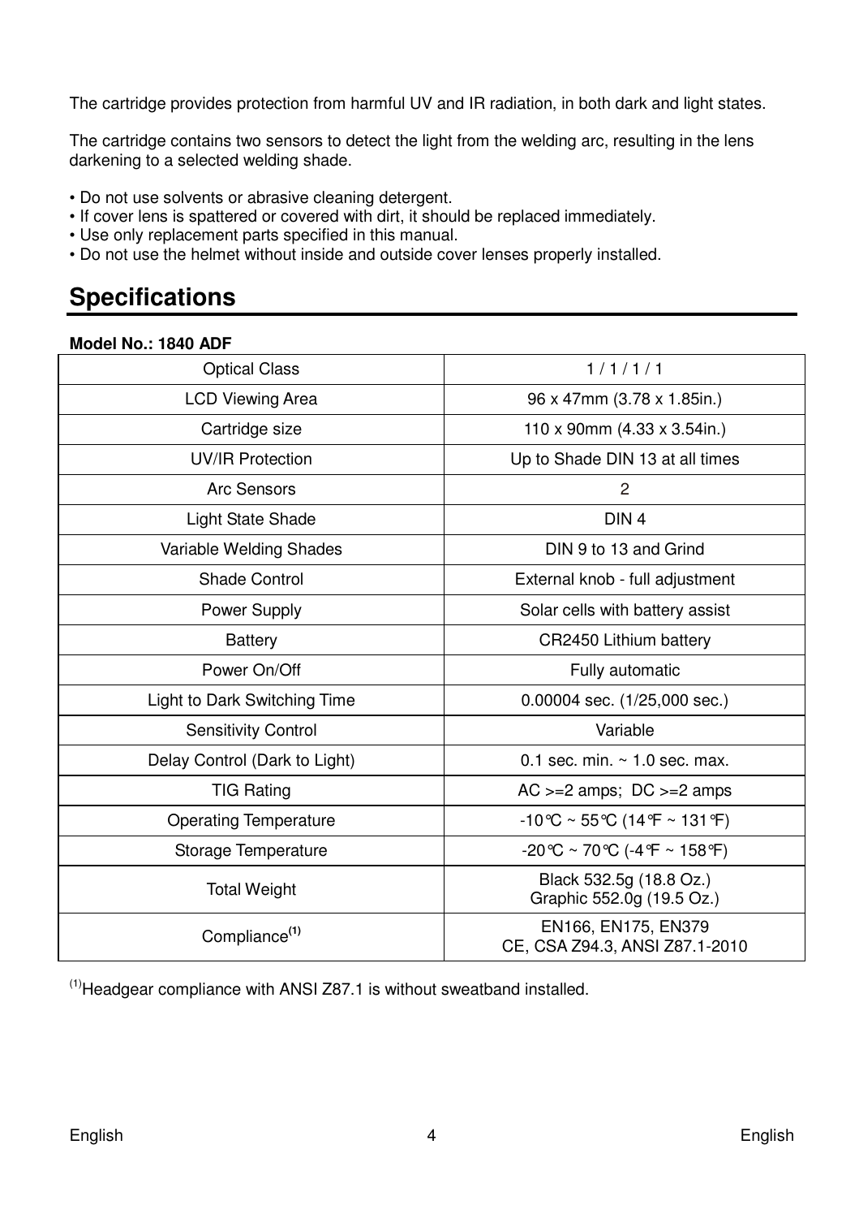The cartridge provides protection from harmful UV and IR radiation, in both dark and light states.

The cartridge contains two sensors to detect the light from the welding arc, resulting in the lens darkening to a selected welding shade.

- Do not use solvents or abrasive cleaning detergent.
- If cover lens is spattered or covered with dirt, it should be replaced immediately.
- Use only replacement parts specified in this manual.
- Do not use the helmet without inside and outside cover lenses properly installed.

## Specifications

**Model No.: 1840 ADF**

| | |
|---|---|
| Optical Class | 1 / 1 / 1 / 1 |
| LCD Viewing Area | 96 x 47mm (3.78 x 1.85in.) |
| Cartridge size | 110 x 90mm (4.33 x 3.54in.) |
| UV/IR Protection | Up to Shade DIN 13 at all times |
| Arc Sensors | 2 |
| Light State Shade | DIN 4 |
| Variable Welding Shades | DIN 9 to 13 and Grind |
| Shade Control | External knob - full adjustment |
| Power Supply | Solar cells with battery assist |
| Battery | CR2450 Lithium battery |
| Power On/Off | Fully automatic |
| Light to Dark Switching Time | 0.00004 sec. (1/25,000 sec.) |
| Sensitivity Control | Variable |
| Delay Control (Dark to Light) | 0.1 sec. min. ~ 1.0 sec. max. |
| TIG Rating | AC >=2 amps; DC >=2 amps |
| Operating Temperature | -10℃ ~ 55℃ (14℉ ~ 131℉) |
| Storage Temperature | -20℃ ~ 70℃ (-4℉ ~ 158℉) |
| Total Weight | Black 532.5g (18.8 Oz.)<br>Graphic 552.0g (19.5 Oz.) |
| Compliance[(1)] | EN166, EN175, EN379<br>CE, CSA Z94.3, ANSI Z87.1-2010 |

[(1)]Headgear compliance with ANSI Z87.1 is without sweatband installed.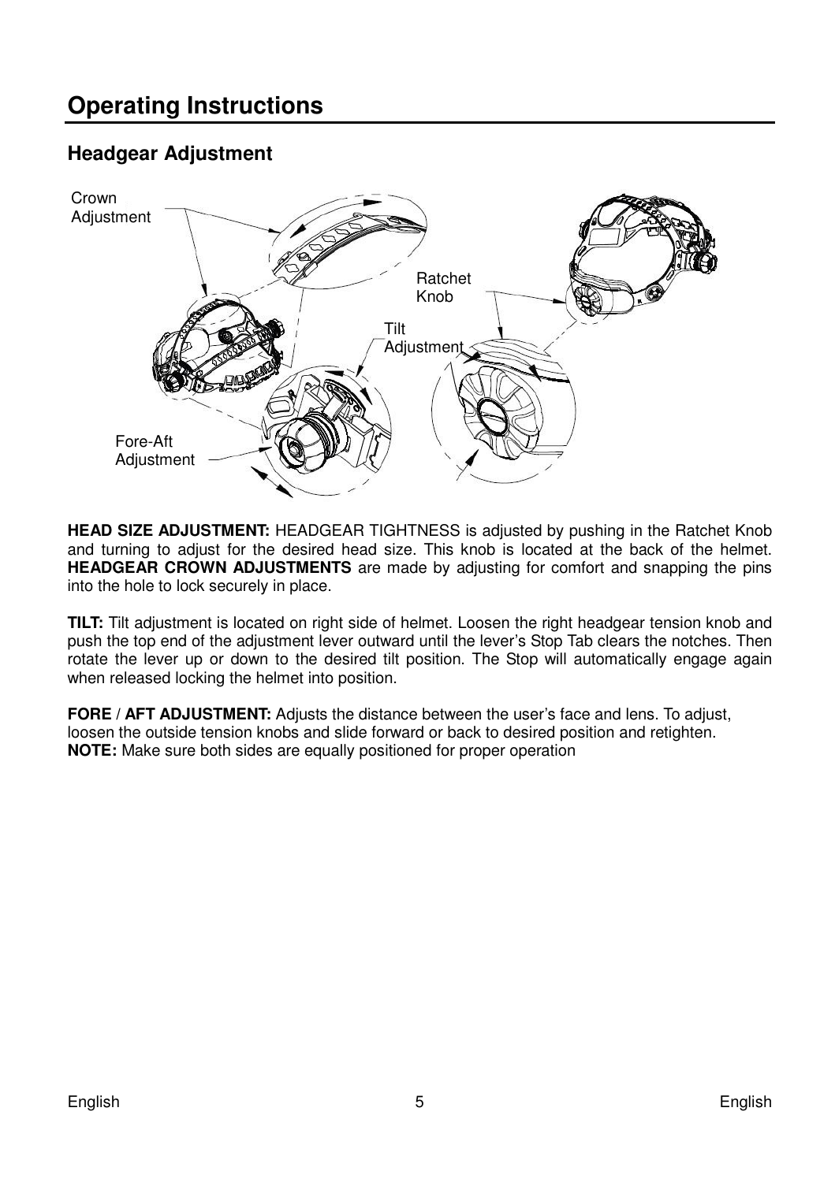# Operating Instructions

## Headgear Adjustment

Crown Adjustment

Ratchet Knob

Tilt Adjustment

Fore-Aft Adjustment

**HEAD SIZE ADJUSTMENT:** HEADGEAR TIGHTNESS is adjusted by pushing in the Ratchet Knob and turning to adjust for the desired head size. This knob is located at the back of the helmet. **HEADGEAR CROWN ADJUSTMENTS** are made by adjusting for comfort and snapping the pins into the hole to lock securely in place.

**TILT:** Tilt adjustment is located on right side of helmet. Loosen the right headgear tension knob and push the top end of the adjustment lever outward until the lever's Stop Tab clears the notches. Then rotate the lever up or down to the desired tilt position. The Stop will automatically engage again when released locking the helmet into position.

**FORE / AFT ADJUSTMENT:** Adjusts the distance between the user's face and lens. To adjust, loosen the outside tension knobs and slide forward or back to desired position and retighten.
**NOTE:** Make sure both sides are equally positioned for proper operation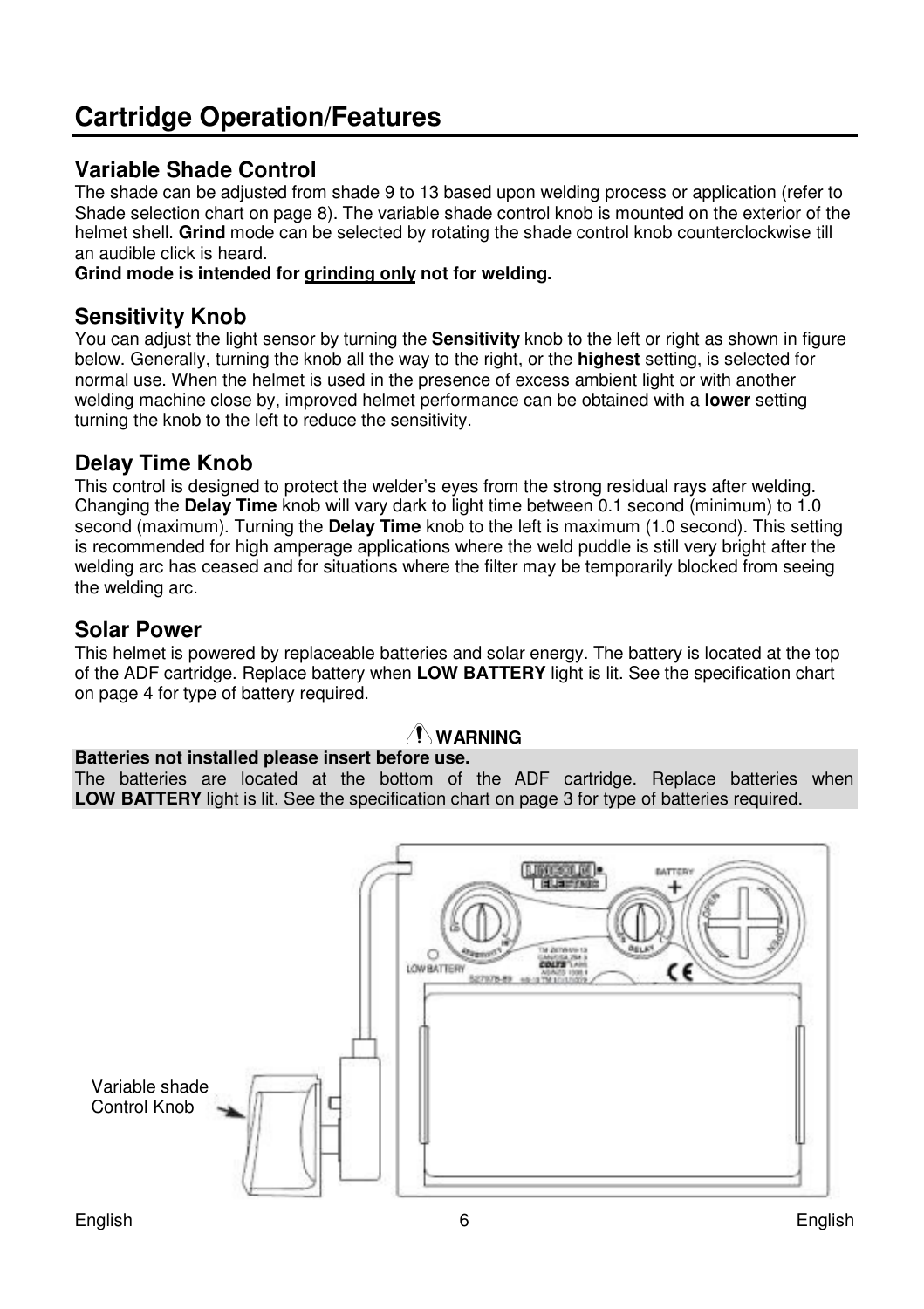# Cartridge Operation/Features

## Variable Shade Control

The shade can be adjusted from shade 9 to 13 based upon welding process or application (refer to Shade selection chart on page 8). The variable shade control knob is mounted on the exterior of the helmet shell. **Grind** mode can be selected by rotating the shade control knob counterclockwise till an audible click is heard.

**Grind mode is intended for grinding only not for welding.**

## Sensitivity Knob

You can adjust the light sensor by turning the **Sensitivity** knob to the left or right as shown in figure below. Generally, turning the knob all the way to the right, or the **highest** setting, is selected for normal use. When the helmet is used in the presence of excess ambient light or with another welding machine close by, improved helmet performance can be obtained with a **lower** setting turning the knob to the left to reduce the sensitivity.

## Delay Time Knob

This control is designed to protect the welder's eyes from the strong residual rays after welding. Changing the **Delay Time** knob will vary dark to light time between 0.1 second (minimum) to 1.0 second (maximum). Turning the **Delay Time** knob to the left is maximum (1.0 second). This setting is recommended for high amperage applications where the weld puddle is still very bright after the welding arc has ceased and for situations where the filter may be temporarily blocked from seeing the welding arc.

## Solar Power

This helmet is powered by replaceable batteries and solar energy. The battery is located at the top of the ADF cartridge. Replace battery when **LOW BATTERY** light is lit. See the specification chart on page 4 for type of battery required.

**WARNING**

**Batteries not installed please insert before use.**

The batteries are located at the bottom of the ADF cartridge. Replace batteries when **LOW BATTERY** light is lit. See the specification chart on page 3 for type of batteries required.

Variable shade Control Knob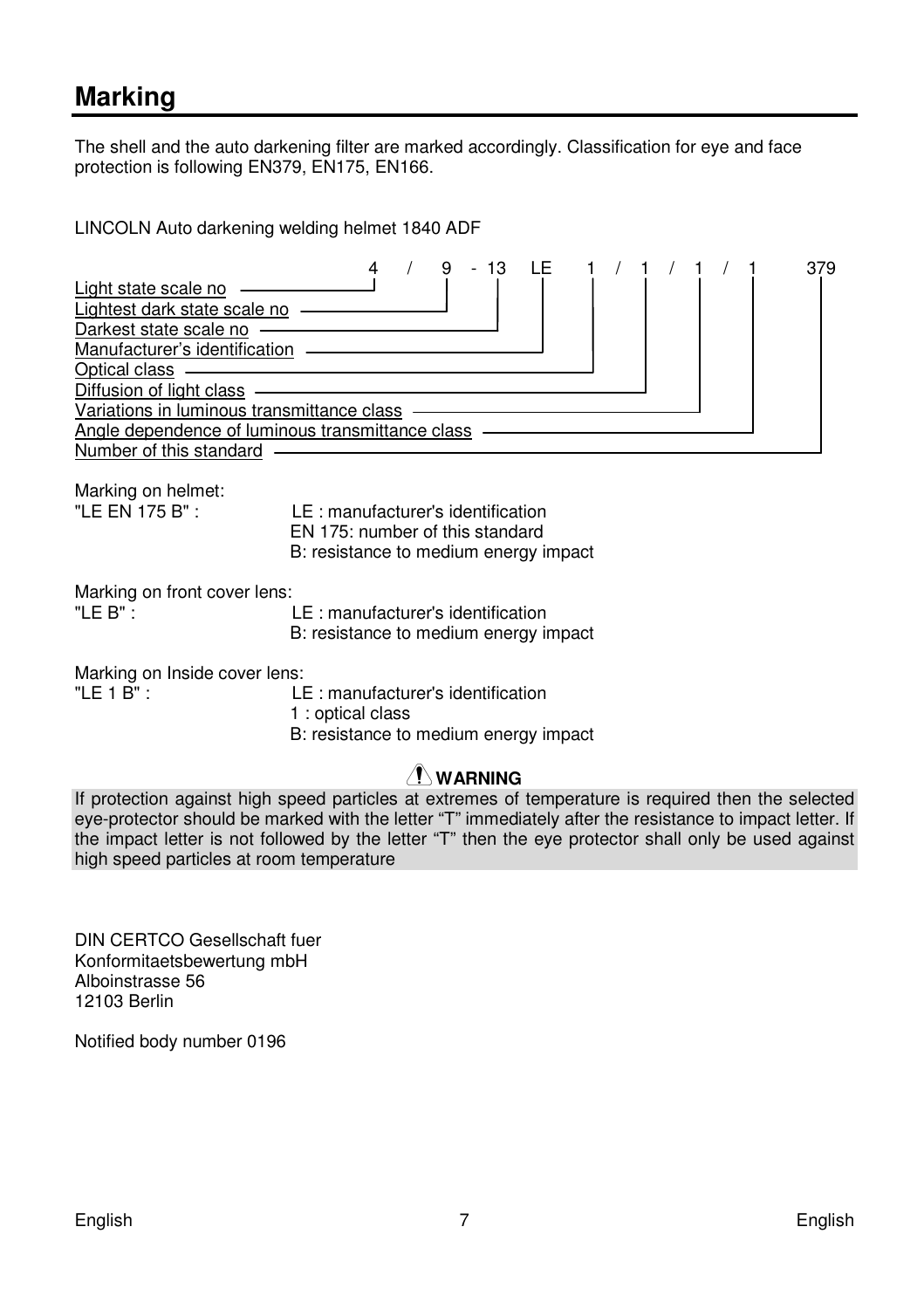# Marking

The shell and the auto darkening filter are marked accordingly. Classification for eye and face protection is following EN379, EN175, EN166.

LINCOLN Auto darkening welding helmet 1840 ADF

4 / 9 - 13 LE 1 / 1 / 1 / 1 379

| Marking element | Meaning |
|---|---|
| 4 | Light state scale no |
| 9 | Lightest dark state scale no |
| 13 | Darkest state scale no |
| LE | Manufacturer's identification |
| 1 | Optical class |
| 1 | Diffusion of light class |
| 1 | Variations in luminous transmittance class |
| 1 | Angle dependence of luminous transmittance class |
| 379 | Number of this standard |

Marking on helmet:

"LE EN 175 B" :
- LE : manufacturer's identification
- EN 175: number of this standard
- B: resistance to medium energy impact

Marking on front cover lens:

"LE B" :
- LE : manufacturer's identification
- B: resistance to medium energy impact

Marking on Inside cover lens:

"LE 1 B" :
- LE : manufacturer's identification
- 1 : optical class
- B: resistance to medium energy impact

**WARNING**

If protection against high speed particles at extremes of temperature is required then the selected eye-protector should be marked with the letter "T" immediately after the resistance to impact letter. If the impact letter is not followed by the letter "T" then the eye protector shall only be used against high speed particles at room temperature

DIN CERTCO Gesellschaft fuer
Konformitaetsbewertung mbH
Alboinstrasse 56
12103 Berlin

Notified body number 0196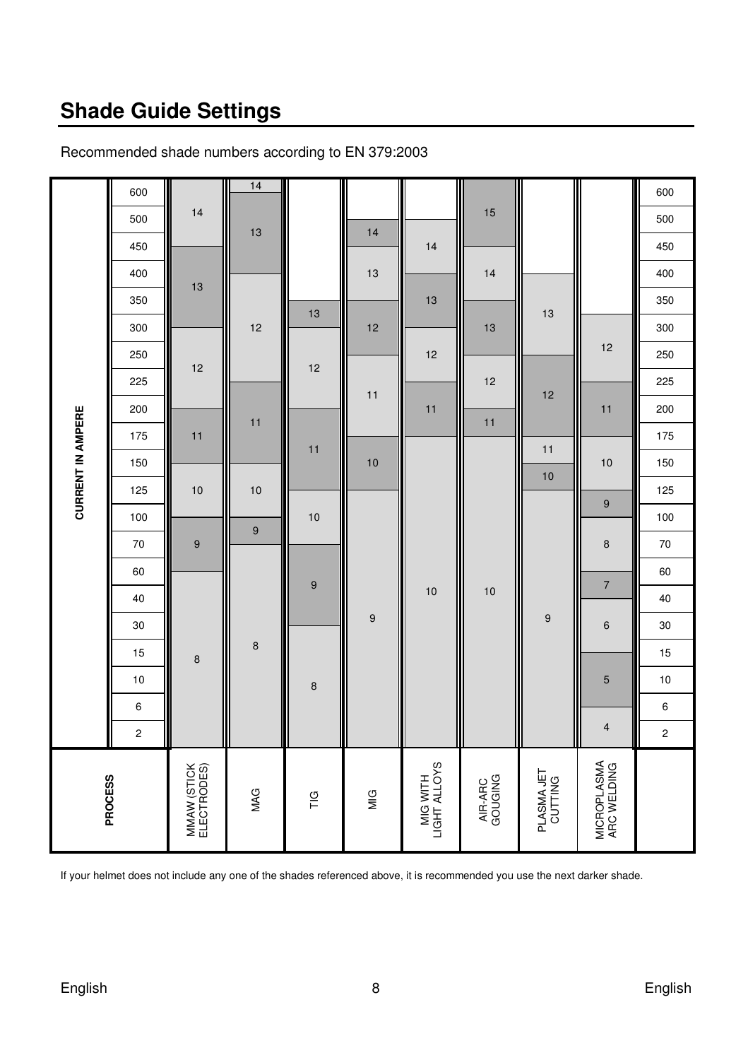## Shade Guide Settings

Recommended shade numbers according to EN 379:2003

Current ranges are read from the chart (current in ampere, scale: 2, 6, 10, 15, 30, 40, 60, 70, 100, 125, 150, 175, 200, 225, 250, 300, 350, 400, 450, 500, 600).

| Shade | MMAW (STICK ELECTRODES) | MAG | TIG | MIG | MIG WITH LIGHT ALLOYS | AIR-ARC GOUGING | PLASMA JET CUTTING | MICROPLASMA ARC WELDING |
|---|---|---|---|---|---|---|---|---|
| 4 | | | | | | | | 2 – 6 |
| 5 | | | | | | | | 6 – 15 |
| 6 | | | | | | | | 15 – 40 |
| 7 | | | | | | | | 40 – 60 |
| 8 | 2 – 60 | 2 – 70 | 2 – 30 | | | | | 60 – 100 |
| 9 | 60 – 100 | 70 – 100 | 30 – 70 | 2 – 125 | | | 2 – 125 | 100 – 125 |
| 10 | 100 – 150 | 100 – 150 | 70 – 125 | 125 – 175 | 2 – 175 | 2 – 175 | 125 – 150 | 125 – 175 |
| 11 | 150 – 200 | 150 – 225 | 125 – 200 | 175 – 250 | 175 – 225 | 175 – 200 | 150 – 175 | 175 – 225 |
| 12 | 200 – 300 | 225 – 400 | 200 – 300 | 250 – 350 | 225 – 300 | 200 – 250 | 175 – 250 | 225 – 350 |
| 13 | 300 – 450 | 400 – 600 | 300 – 400 | 350 – 450 | 300 – 400 | 250 – 350 | 250 – 400 | |
| 14 | 450 – 600 | 600 + | | 450 – 500 | 400 – 500 | 350 – 450 | | |
| 15 | | | | | | 450 – 600 | | |

If your helmet does not include any one of the shades referenced above, it is recommended you use the next darker shade.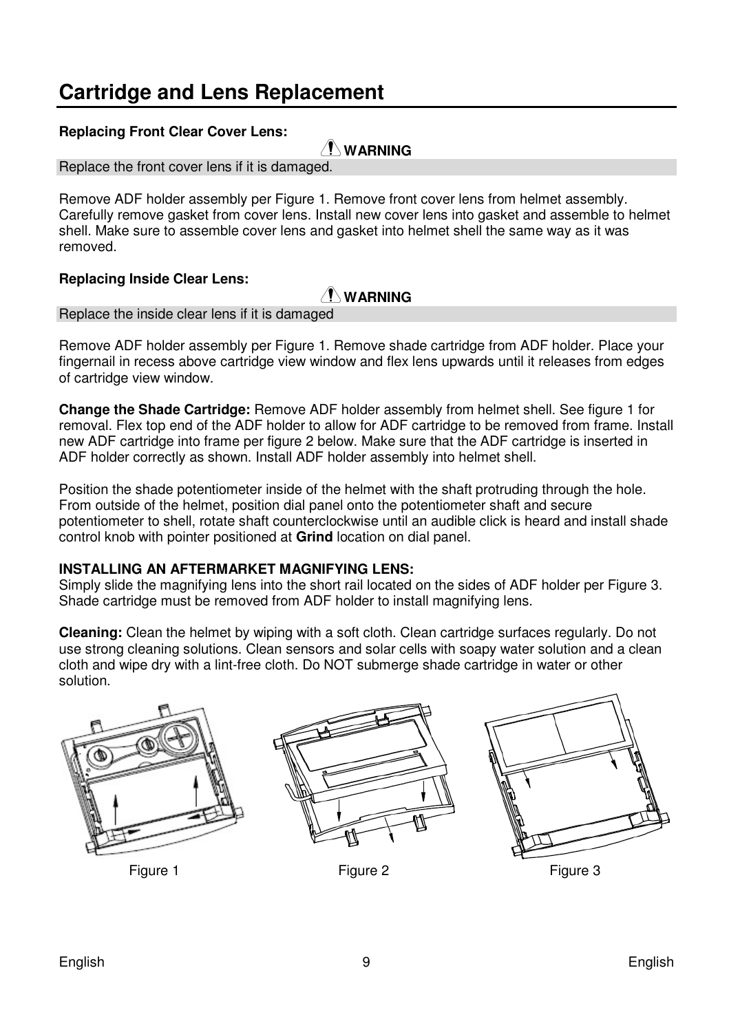# Cartridge and Lens Replacement

**Replacing Front Clear Cover Lens:**

⚠ **WARNING**

Replace the front cover lens if it is damaged.

Remove ADF holder assembly per Figure 1. Remove front cover lens from helmet assembly. Carefully remove gasket from cover lens. Install new cover lens into gasket and assemble to helmet shell. Make sure to assemble cover lens and gasket into helmet shell the same way as it was removed.

**Replacing Inside Clear Lens:**

⚠ **WARNING**

Replace the inside clear lens if it is damaged

Remove ADF holder assembly per Figure 1. Remove shade cartridge from ADF holder. Place your fingernail in recess above cartridge view window and flex lens upwards until it releases from edges of cartridge view window.

**Change the Shade Cartridge:** Remove ADF holder assembly from helmet shell. See figure 1 for removal. Flex top end of the ADF holder to allow for ADF cartridge to be removed from frame. Install new ADF cartridge into frame per figure 2 below. Make sure that the ADF cartridge is inserted in ADF holder correctly as shown. Install ADF holder assembly into helmet shell.

Position the shade potentiometer inside of the helmet with the shaft protruding through the hole. From outside of the helmet, position dial panel onto the potentiometer shaft and secure potentiometer to shell, rotate shaft counterclockwise until an audible click is heard and install shade control knob with pointer positioned at **Grind** location on dial panel.

**INSTALLING AN AFTERMARKET MAGNIFYING LENS:**
Simply slide the magnifying lens into the short rail located on the sides of ADF holder per Figure 3. Shade cartridge must be removed from ADF holder to install magnifying lens.

**Cleaning:** Clean the helmet by wiping with a soft cloth. Clean cartridge surfaces regularly. Do not use strong cleaning solutions. Clean sensors and solar cells with soapy water solution and a clean cloth and wipe dry with a lint-free cloth. Do NOT submerge shade cartridge in water or other solution.

Figure 1

Figure 2

Figure 3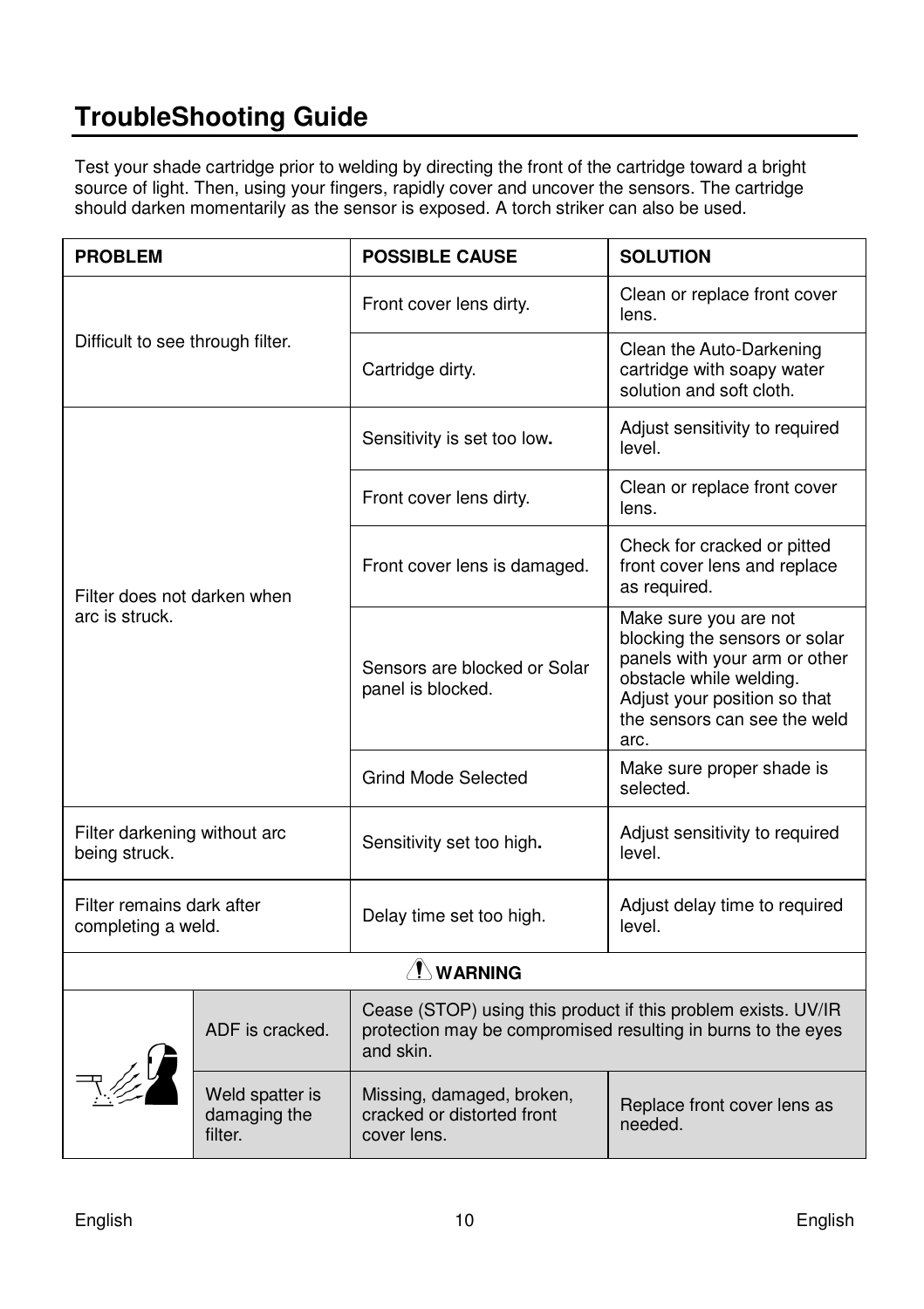# TroubleShooting Guide

Test your shade cartridge prior to welding by directing the front of the cartridge toward a bright source of light. Then, using your fingers, rapidly cover and uncover the sensors. The cartridge should darken momentarily as the sensor is exposed. A torch striker can also be used.

| PROBLEM | POSSIBLE CAUSE | SOLUTION |
|---|---|---|
| Difficult to see through filter. | Front cover lens dirty. | Clean or replace front cover lens. |
| | Cartridge dirty. | Clean the Auto-Darkening cartridge with soapy water solution and soft cloth. |
| Filter does not darken when arc is struck. | Sensitivity is set too low. | Adjust sensitivity to required level. |
| | Front cover lens dirty. | Clean or replace front cover lens. |
| | Front cover lens is damaged. | Check for cracked or pitted front cover lens and replace as required. |
| | Sensors are blocked or Solar panel is blocked. | Make sure you are not blocking the sensors or solar panels with your arm or other obstacle while welding. Adjust your position so that the sensors can see the weld arc. |
| | Grind Mode Selected | Make sure proper shade is selected. |
| Filter darkening without arc being struck. | Sensitivity set too high. | Adjust sensitivity to required level. |
| Filter remains dark after completing a weld. | Delay time set too high. | Adjust delay time to required level. |

**WARNING**

| PROBLEM | POSSIBLE CAUSE | SOLUTION |
|---|---|---|
| ADF is cracked. | Cease (STOP) using this product if this problem exists. UV/IR protection may be compromised resulting in burns to the eyes and skin. | |
| Weld spatter is damaging the filter. | Missing, damaged, broken, cracked or distorted front cover lens. | Replace front cover lens as needed. |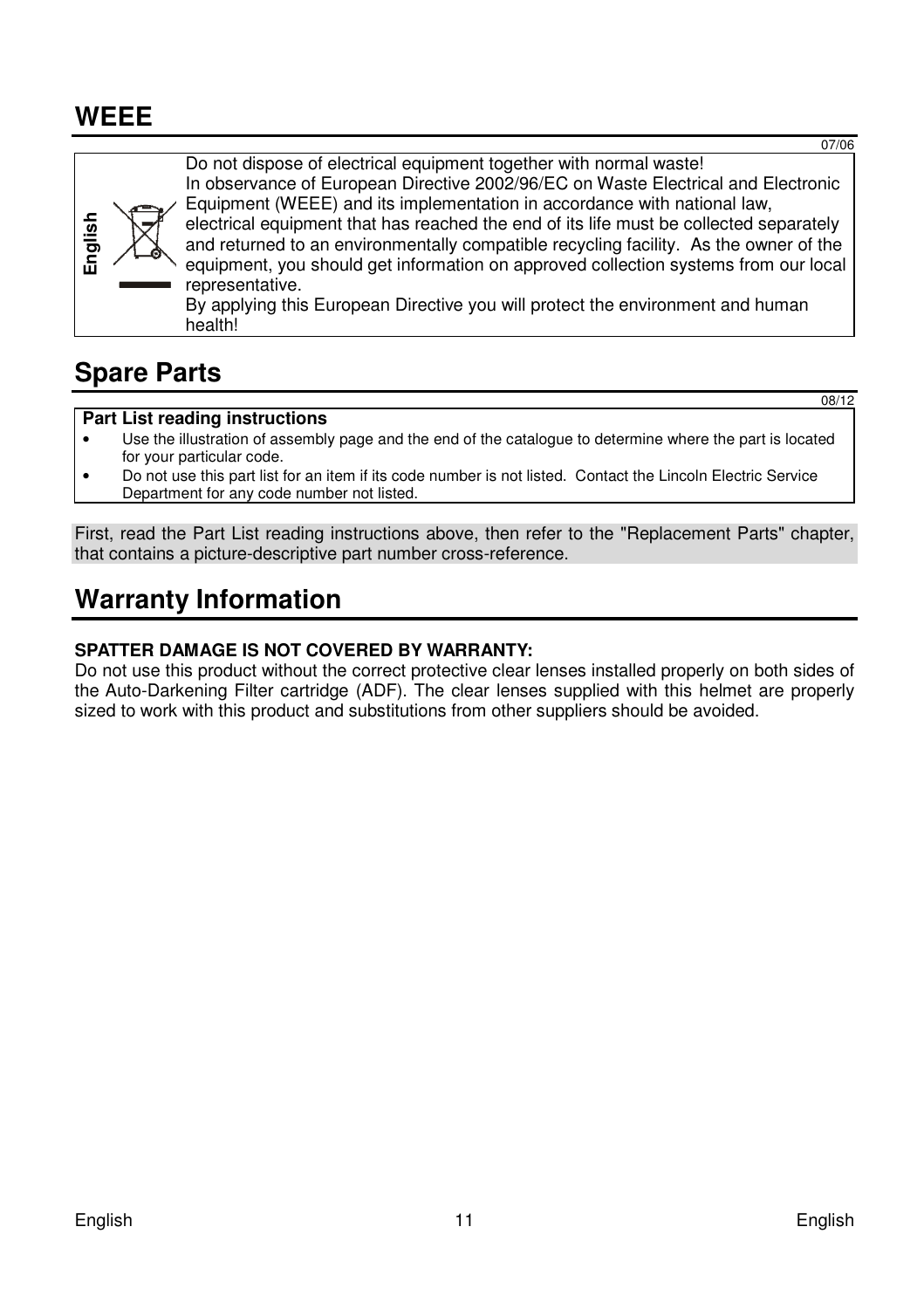## WEEE

07/06

| English | Do not dispose of electrical equipment together with normal waste!<br>In observance of European Directive 2002/96/EC on Waste Electrical and Electronic Equipment (WEEE) and its implementation in accordance with national law, electrical equipment that has reached the end of its life must be collected separately and returned to an environmentally compatible recycling facility. As the owner of the equipment, you should get information on approved collection systems from our local representative.<br>By applying this European Directive you will protect the environment and human health! |
| --- | --- |

## Spare Parts

08/12

**Part List reading instructions**

- Use the illustration of assembly page and the end of the catalogue to determine where the part is located for your particular code.
- Do not use this part list for an item if its code number is not listed. Contact the Lincoln Electric Service Department for any code number not listed.

First, read the Part List reading instructions above, then refer to the "Replacement Parts" chapter, that contains a picture-descriptive part number cross-reference.

## Warranty Information

**SPATTER DAMAGE IS NOT COVERED BY WARRANTY:**
Do not use this product without the correct protective clear lenses installed properly on both sides of the Auto-Darkening Filter cartridge (ADF). The clear lenses supplied with this helmet are properly sized to work with this product and substitutions from other suppliers should be avoided.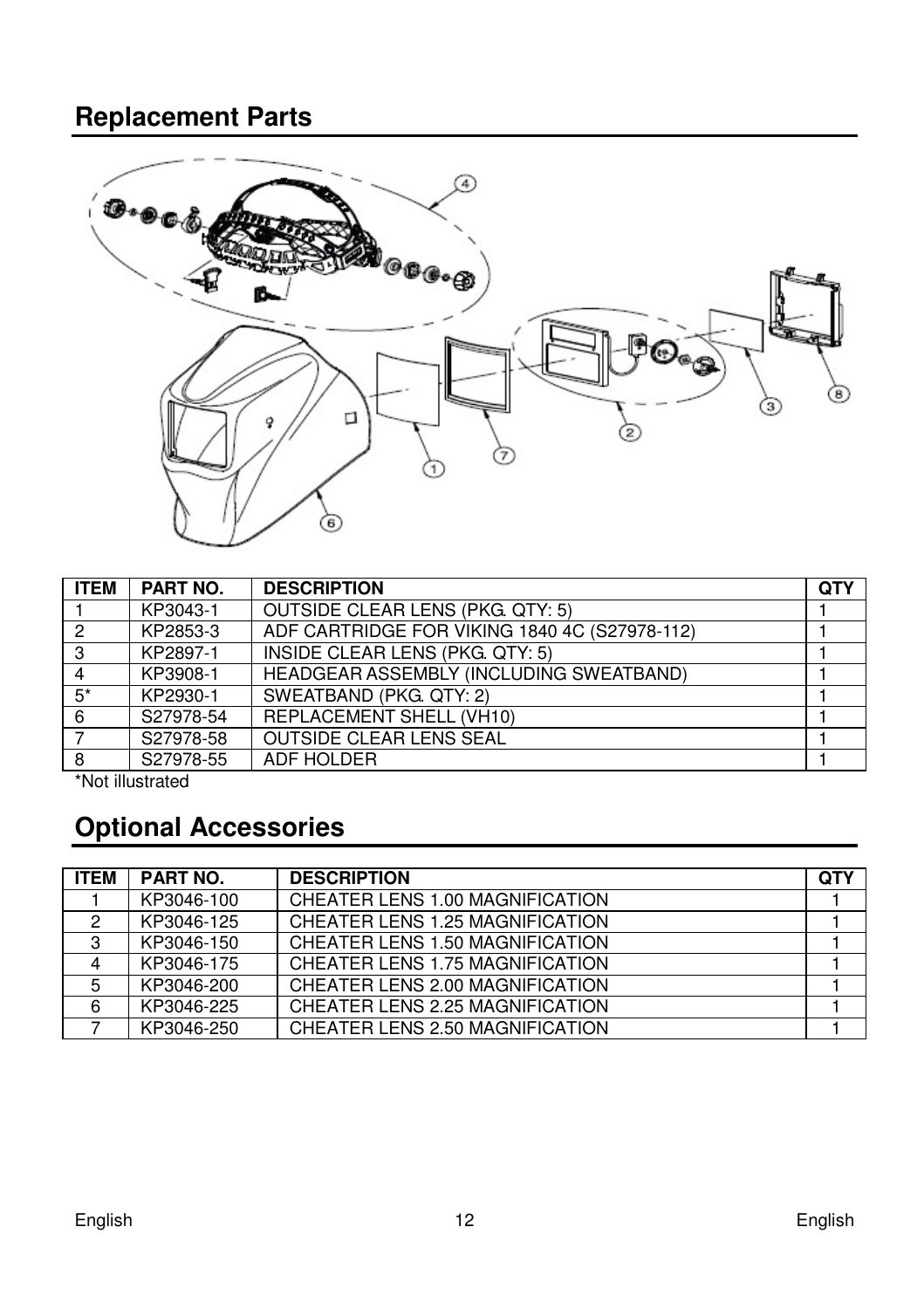## Replacement Parts

| ITEM | PART NO. | DESCRIPTION | QTY |
|---|---|---|---|
| 1 | KP3043-1 | OUTSIDE CLEAR LENS (PKG. QTY: 5) | 1 |
| 2 | KP2853-3 | ADF CARTRIDGE FOR VIKING 1840 4C (S27978-112) | 1 |
| 3 | KP2897-1 | INSIDE CLEAR LENS (PKG. QTY: 5) | 1 |
| 4 | KP3908-1 | HEADGEAR ASSEMBLY (INCLUDING SWEATBAND) | 1 |
| 5* | KP2930-1 | SWEATBAND (PKG. QTY: 2) | 1 |
| 6 | S27978-54 | REPLACEMENT SHELL (VH10) | 1 |
| 7 | S27978-58 | OUTSIDE CLEAR LENS SEAL | 1 |
| 8 | S27978-55 | ADF HOLDER | 1 |

*Not illustrated

## Optional Accessories

| ITEM | PART NO. | DESCRIPTION | QTY |
|---|---|---|---|
| 1 | KP3046-100 | CHEATER LENS 1.00 MAGNIFICATION | 1 |
| 2 | KP3046-125 | CHEATER LENS 1.25 MAGNIFICATION | 1 |
| 3 | KP3046-150 | CHEATER LENS 1.50 MAGNIFICATION | 1 |
| 4 | KP3046-175 | CHEATER LENS 1.75 MAGNIFICATION | 1 |
| 5 | KP3046-200 | CHEATER LENS 2.00 MAGNIFICATION | 1 |
| 6 | KP3046-225 | CHEATER LENS 2.25 MAGNIFICATION | 1 |
| 7 | KP3046-250 | CHEATER LENS 2.50 MAGNIFICATION | 1 |